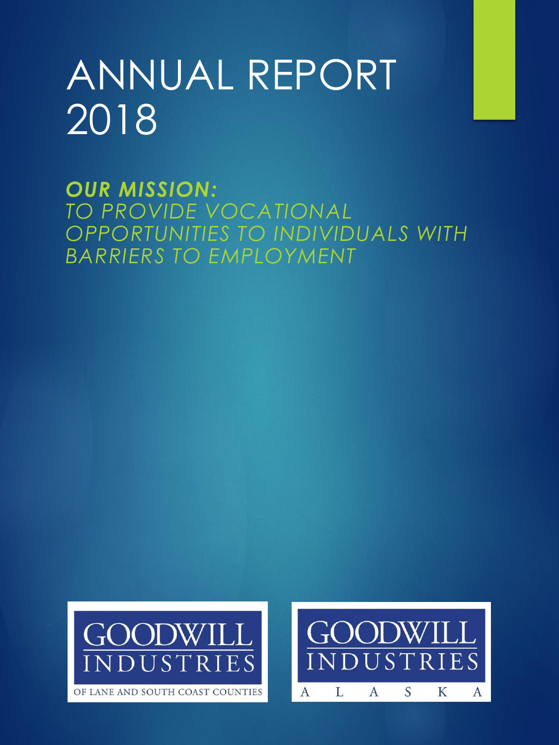# ANNUAL REPORT 2018

***OUR MISSION:***
*TO PROVIDE VOCATIONAL OPPORTUNITIES TO INDIVIDUALS WITH BARRIERS TO EMPLOYMENT*

GOODWILL INDUSTRIES
OF LANE AND SOUTH COAST COUNTIES

GOODWILL INDUSTRIES
A L A S K A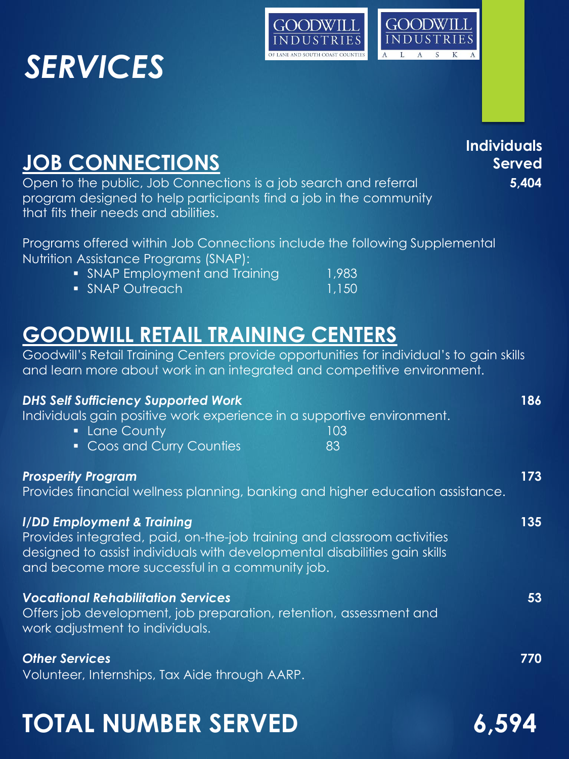# SERVICES

GOODWILL INDUSTRIES OF LANE AND SOUTH COAST COUNTIES

GOODWILL INDUSTRIES ALASKA

**Individuals Served**

## JOB CONNECTIONS

**5,404**

Open to the public, Job Connections is a job search and referral program designed to help participants find a job in the community that fits their needs and abilities.

Programs offered within Job Connections include the following Supplemental Nutrition Assistance Programs (SNAP):

- SNAP Employment and Training 1,983
- SNAP Outreach 1,150

## GOODWILL RETAIL TRAINING CENTERS

Goodwill's Retail Training Centers provide opportunities for individual's to gain skills and learn more about work in an integrated and competitive environment.

***DHS Self Sufficiency Supported Work*** **186**

Individuals gain positive work experience in a supportive environment.

- Lane County 103
- Coos and Curry Counties 83

***Prosperity Program*** **173**

Provides financial wellness planning, banking and higher education assistance.

***I/DD Employment & Training*** **135**

Provides integrated, paid, on-the-job training and classroom activities designed to assist individuals with developmental disabilities gain skills and become more successful in a community job.

***Vocational Rehabilitation Services*** **53**

Offers job development, job preparation, retention, assessment and work adjustment to individuals.

***Other Services*** **770**

Volunteer, Internships, Tax Aide through AARP.

# TOTAL NUMBER SERVED 6,594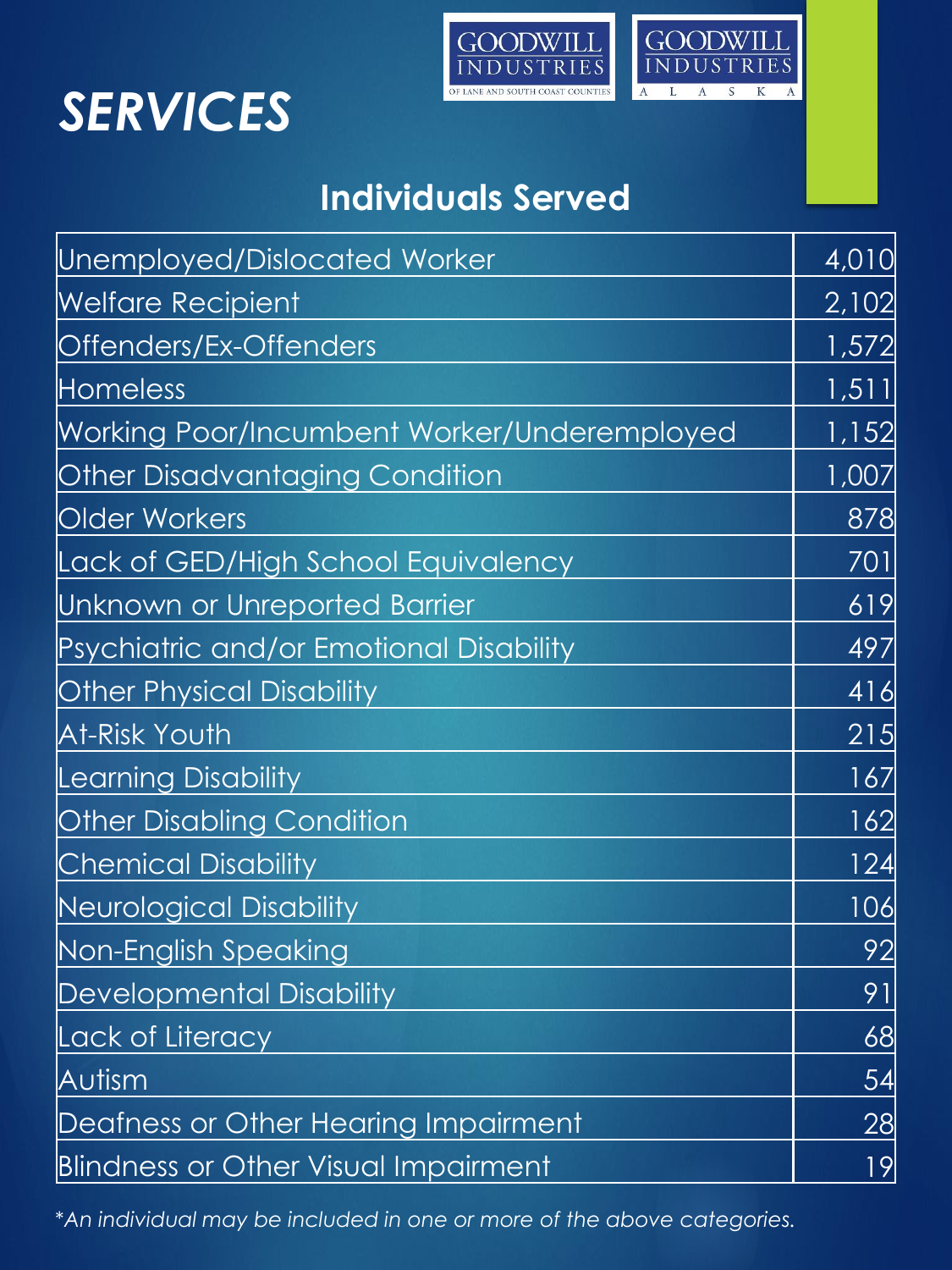# SERVICES

GOODWILL INDUSTRIES OF LANE AND SOUTH COAST COUNTIES

GOODWILL INDUSTRIES ALASKA

## Individuals Served

| Category | Count |
|---|---|
| Unemployed/Dislocated Worker | 4,010 |
| Welfare Recipient | 2,102 |
| Offenders/Ex-Offenders | 1,572 |
| Homeless | 1,511 |
| Working Poor/Incumbent Worker/Underemployed | 1,152 |
| Other Disadvantaging Condition | 1,007 |
| Older Workers | 878 |
| Lack of GED/High School Equivalency | 701 |
| Unknown or Unreported Barrier | 619 |
| Psychiatric and/or Emotional Disability | 497 |
| Other Physical Disability | 416 |
| At-Risk Youth | 215 |
| Learning Disability | 167 |
| Other Disabling Condition | 162 |
| Chemical Disability | 124 |
| Neurological Disability | 106 |
| Non-English Speaking | 92 |
| Developmental Disability | 91 |
| Lack of Literacy | 68 |
| Autism | 54 |
| Deafness or Other Hearing Impairment | 28 |
| Blindness or Other Visual Impairment | 19 |

*\*An individual may be included in one or more of the above categories.*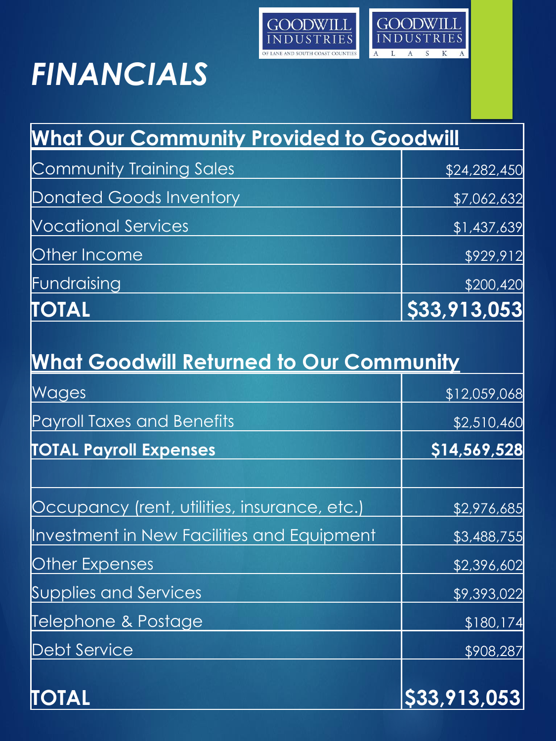# *FINANCIALS*

GOODWILL INDUSTRIES OF LANE AND SOUTH COAST COUNTIES

GOODWILL INDUSTRIES ALASKA

| **What Our Community Provided to Goodwill** | |
|---|---|
| Community Training Sales | $24,282,450 |
| Donated Goods Inventory | $7,062,632 |
| Vocational Services | $1,437,639 |
| Other Income | $929,912 |
| Fundraising | $200,420 |
| **TOTAL** | **$33,913,053** |

| **What Goodwill Returned to Our Community** | |
|---|---|
| Wages | $12,059,068 |
| Payroll Taxes and Benefits | $2,510,460 |
| **TOTAL Payroll Expenses** | **$14,569,528** |
| | |
| Occupancy (rent, utilities, insurance, etc.) | $2,976,685 |
| Investment in New Facilities and Equipment | $3,488,755 |
| Other Expenses | $2,396,602 |
| Supplies and Services | $9,393,022 |
| Telephone & Postage | $180,174 |
| Debt Service | $908,287 |
| **TOTAL** | **$33,913,053** |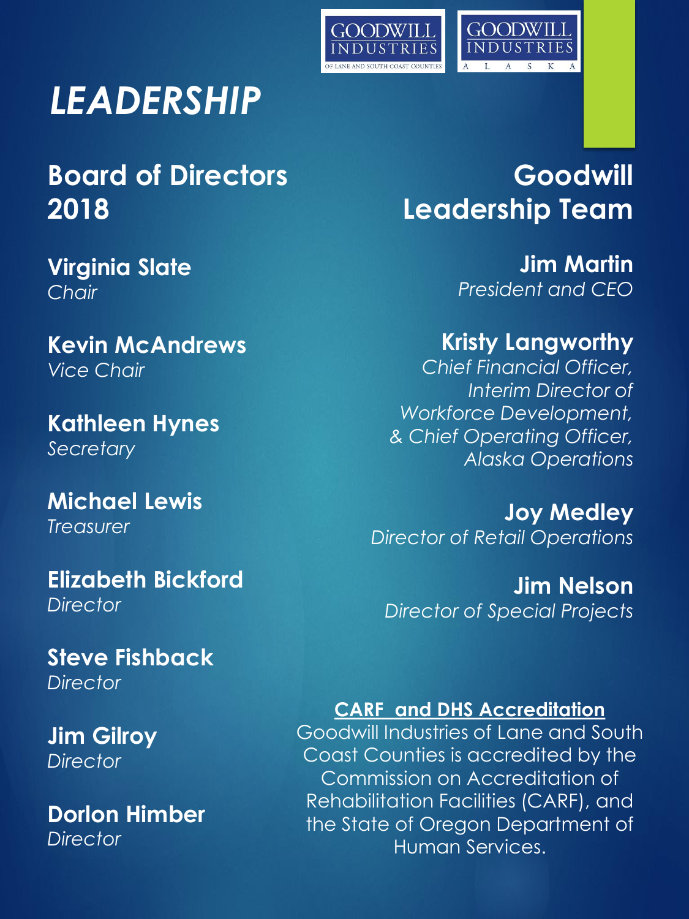# *LEADERSHIP*

## Board of Directors 2018

**Virginia Slate**
*Chair*

**Kevin McAndrews**
*Vice Chair*

**Kathleen Hynes**
*Secretary*

**Michael Lewis**
*Treasurer*

**Elizabeth Bickford**
*Director*

**Steve Fishback**
*Director*

**Jim Gilroy**
*Director*

**Dorlon Himber**
*Director*

## Goodwill Leadership Team

**Jim Martin**
*President and CEO*

**Kristy Langworthy**
*Chief Financial Officer, Interim Director of Workforce Development, & Chief Operating Officer, Alaska Operations*

**Joy Medley**
*Director of Retail Operations*

**Jim Nelson**
*Director of Special Projects*

**CARF and DHS Accreditation**

Goodwill Industries of Lane and South Coast Counties is accredited by the Commission on Accreditation of Rehabilitation Facilities (CARF), and the State of Oregon Department of Human Services.